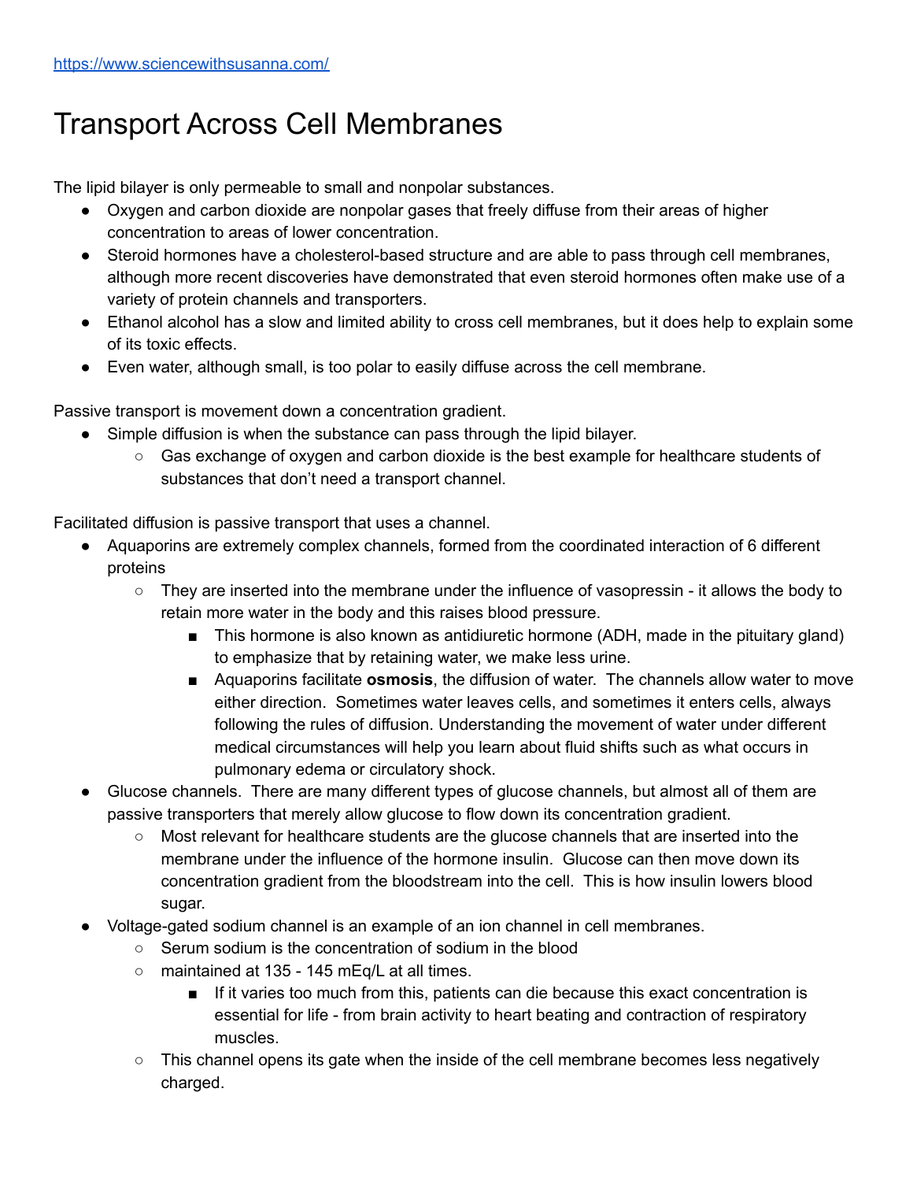https://www.sciencewithsusanna.com/

# Transport Across Cell Membranes

The lipid bilayer is only permeable to small and nonpolar substances.

- Oxygen and carbon dioxide are nonpolar gases that freely diffuse from their areas of higher concentration to areas of lower concentration.
- Steroid hormones have a cholesterol-based structure and are able to pass through cell membranes, although more recent discoveries have demonstrated that even steroid hormones often make use of a variety of protein channels and transporters.
- Ethanol alcohol has a slow and limited ability to cross cell membranes, but it does help to explain some of its toxic effects.
- Even water, although small, is too polar to easily diffuse across the cell membrane.

Passive transport is movement down a concentration gradient.

- Simple diffusion is when the substance can pass through the lipid bilayer.
    - Gas exchange of oxygen and carbon dioxide is the best example for healthcare students of substances that don't need a transport channel.

Facilitated diffusion is passive transport that uses a channel.

- Aquaporins are extremely complex channels, formed from the coordinated interaction of 6 different proteins
    - They are inserted into the membrane under the influence of vasopressin - it allows the body to retain more water in the body and this raises blood pressure.
        - This hormone is also known as antidiuretic hormone (ADH, made in the pituitary gland) to emphasize that by retaining water, we make less urine.
        - Aquaporins facilitate **osmosis**, the diffusion of water. The channels allow water to move either direction. Sometimes water leaves cells, and sometimes it enters cells, always following the rules of diffusion. Understanding the movement of water under different medical circumstances will help you learn about fluid shifts such as what occurs in pulmonary edema or circulatory shock.
- Glucose channels. There are many different types of glucose channels, but almost all of them are passive transporters that merely allow glucose to flow down its concentration gradient.
    - Most relevant for healthcare students are the glucose channels that are inserted into the membrane under the influence of the hormone insulin. Glucose can then move down its concentration gradient from the bloodstream into the cell. This is how insulin lowers blood sugar.
- Voltage-gated sodium channel is an example of an ion channel in cell membranes.
    - Serum sodium is the concentration of sodium in the blood
    - maintained at 135 - 145 mEq/L at all times.
        - If it varies too much from this, patients can die because this exact concentration is essential for life - from brain activity to heart beating and contraction of respiratory muscles.
    - This channel opens its gate when the inside of the cell membrane becomes less negatively charged.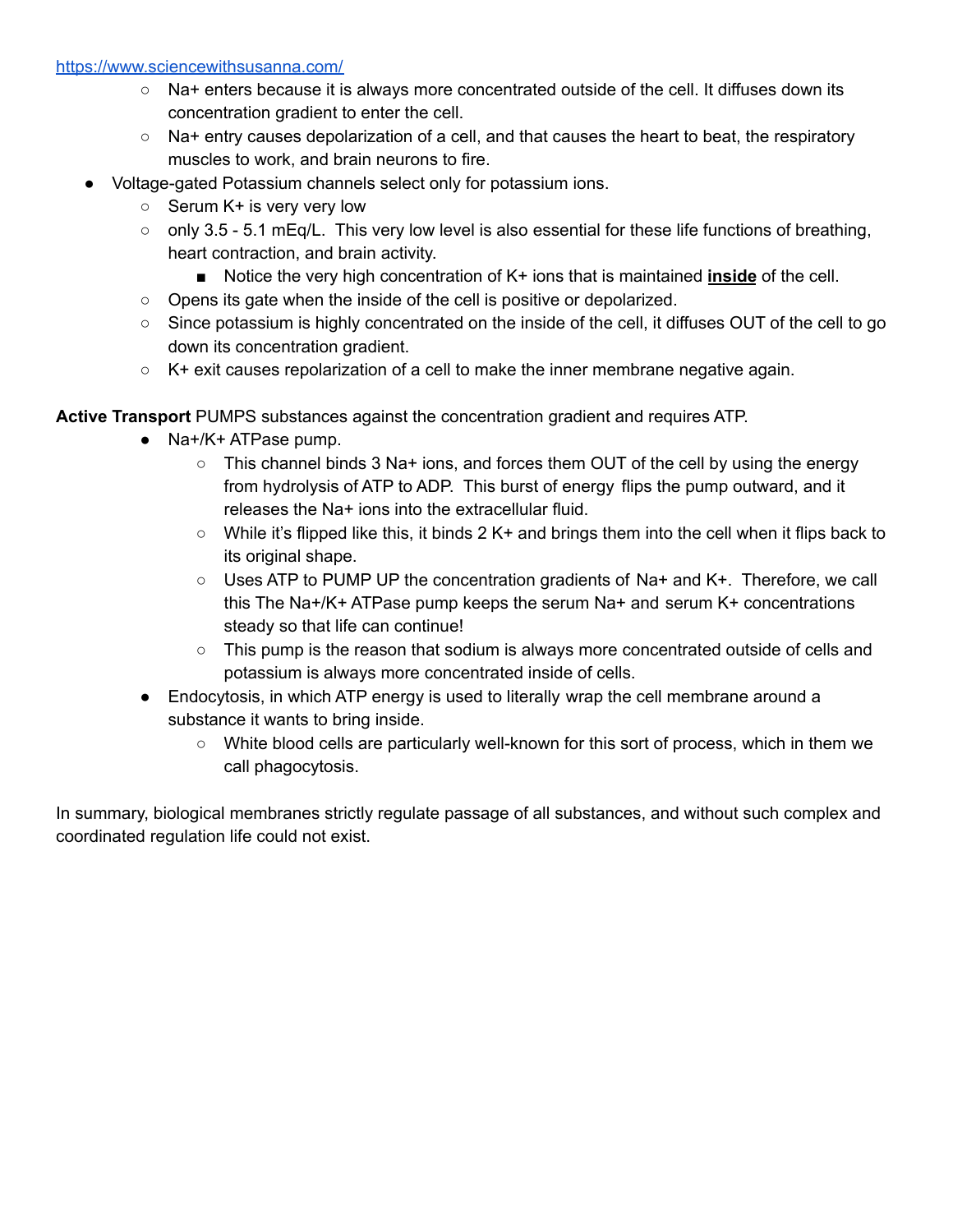https://www.sciencewithsusanna.com/

    - Na+ enters because it is always more concentrated outside of the cell. It diffuses down its concentration gradient to enter the cell.
    - Na+ entry causes depolarization of a cell, and that causes the heart to beat, the respiratory muscles to work, and brain neurons to fire.
- Voltage-gated Potassium channels select only for potassium ions.
    - Serum K+ is very very low
    - only 3.5 - 5.1 mEq/L. This very low level is also essential for these life functions of breathing, heart contraction, and brain activity.
        - Notice the very high concentration of K+ ions that is maintained **inside** of the cell.
    - Opens its gate when the inside of the cell is positive or depolarized.
    - Since potassium is highly concentrated on the inside of the cell, it diffuses OUT of the cell to go down its concentration gradient.
    - K+ exit causes repolarization of a cell to make the inner membrane negative again.

**Active Transport** PUMPS substances against the concentration gradient and requires ATP.

- Na+/K+ ATPase pump.
    - This channel binds 3 Na+ ions, and forces them OUT of the cell by using the energy from hydrolysis of ATP to ADP. This burst of energy flips the pump outward, and it releases the Na+ ions into the extracellular fluid.
    - While it's flipped like this, it binds 2 K+ and brings them into the cell when it flips back to its original shape.
    - Uses ATP to PUMP UP the concentration gradients of Na+ and K+. Therefore, we call this The Na+/K+ ATPase pump keeps the serum Na+ and serum K+ concentrations steady so that life can continue!
    - This pump is the reason that sodium is always more concentrated outside of cells and potassium is always more concentrated inside of cells.
- Endocytosis, in which ATP energy is used to literally wrap the cell membrane around a substance it wants to bring inside.
    - White blood cells are particularly well-known for this sort of process, which in them we call phagocytosis.

In summary, biological membranes strictly regulate passage of all substances, and without such complex and coordinated regulation life could not exist.